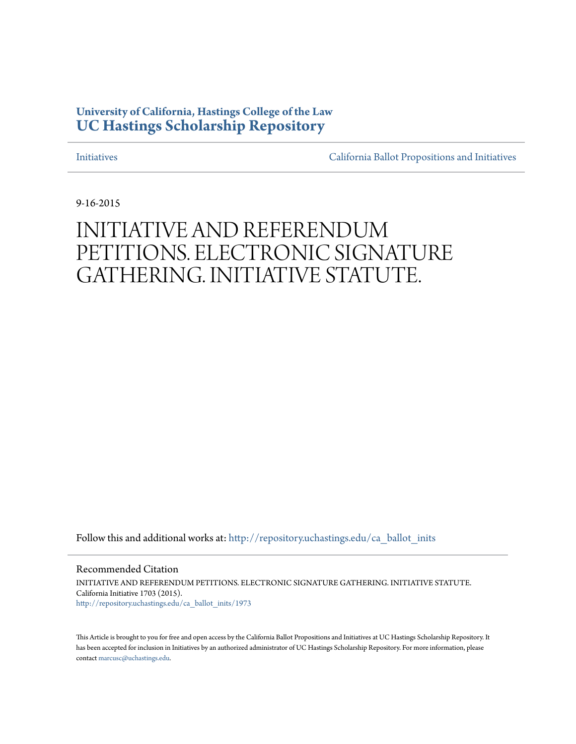**University of California, Hastings College of the Law**
**UC Hastings Scholarship Repository**

Initiatives | California Ballot Propositions and Initiatives

9-16-2015

# INITIATIVE AND REFERENDUM PETITIONS. ELECTRONIC SIGNATURE GATHERING. INITIATIVE STATUTE.

Follow this and additional works at: http://repository.uchastings.edu/ca_ballot_inits

## Recommended Citation

INITIATIVE AND REFERENDUM PETITIONS. ELECTRONIC SIGNATURE GATHERING. INITIATIVE STATUTE. California Initiative 1703 (2015).
http://repository.uchastings.edu/ca_ballot_inits/1973

This Article is brought to you for free and open access by the California Ballot Propositions and Initiatives at UC Hastings Scholarship Repository. It has been accepted for inclusion in Initiatives by an authorized administrator of UC Hastings Scholarship Repository. For more information, please contact marcusc@uchastings.edu.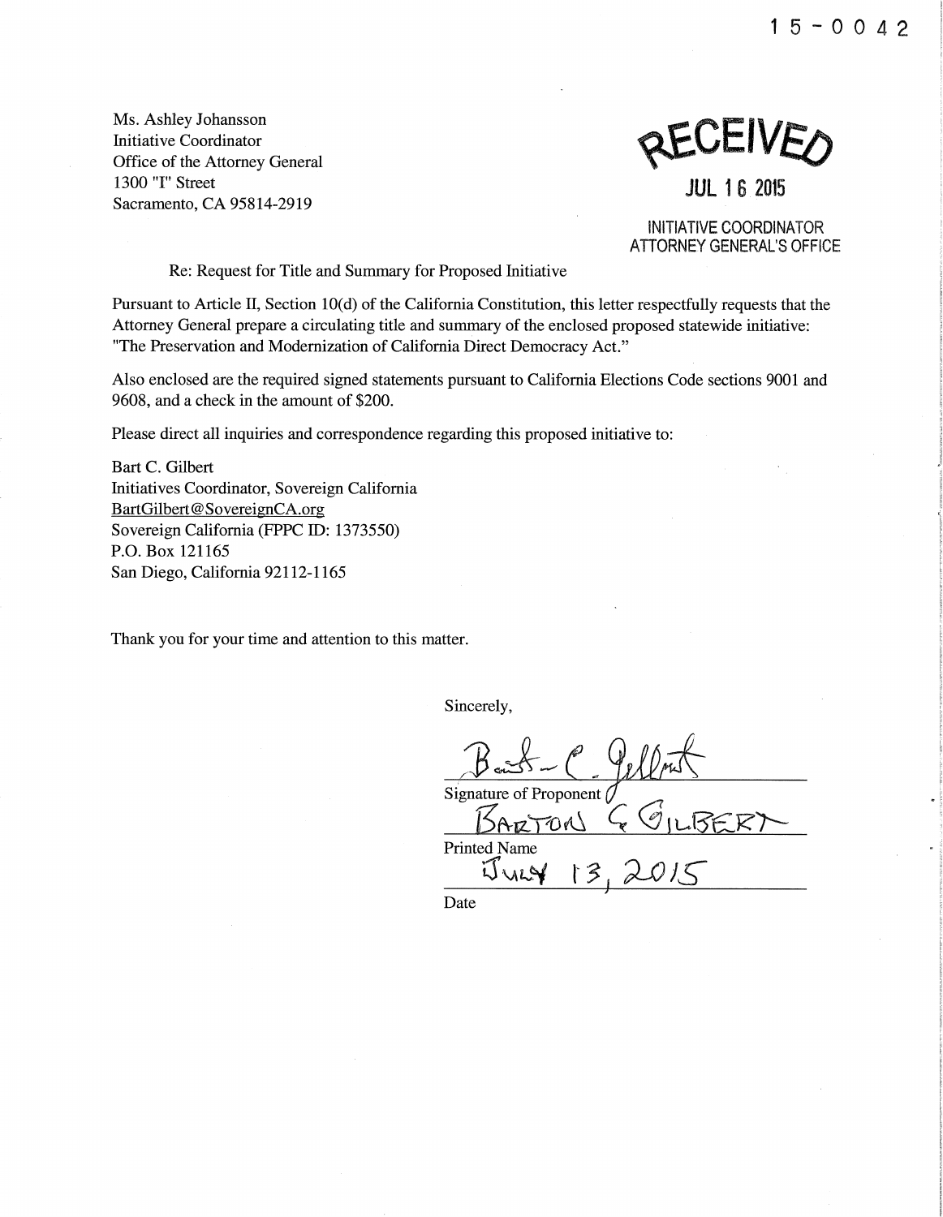15-0042

Ms. Ashley Johansson
Initiative Coordinator
Office of the Attorney General
1300 "I" Street
Sacramento, CA 95814-2919

RECEIVED
JUL 16 2015
INITIATIVE COORDINATOR
ATTORNEY GENERAL'S OFFICE

Re: Request for Title and Summary for Proposed Initiative

Pursuant to Article II, Section 10(d) of the California Constitution, this letter respectfully requests that the Attorney General prepare a circulating title and summary of the enclosed proposed statewide initiative: "The Preservation and Modernization of California Direct Democracy Act."

Also enclosed are the required signed statements pursuant to California Elections Code sections 9001 and 9608, and a check in the amount of $200.

Please direct all inquiries and correspondence regarding this proposed initiative to:

Bart C. Gilbert
Initiatives Coordinator, Sovereign California
BartGilbert@SovereignCA.org
Sovereign California (FPPC ID: 1373550)
P.O. Box 121165
San Diego, California 92112-1165

Thank you for your time and attention to this matter.

Sincerely,

Signature of Proponent

BARTON C GILBERT
Printed Name

JULY 13, 2015
Date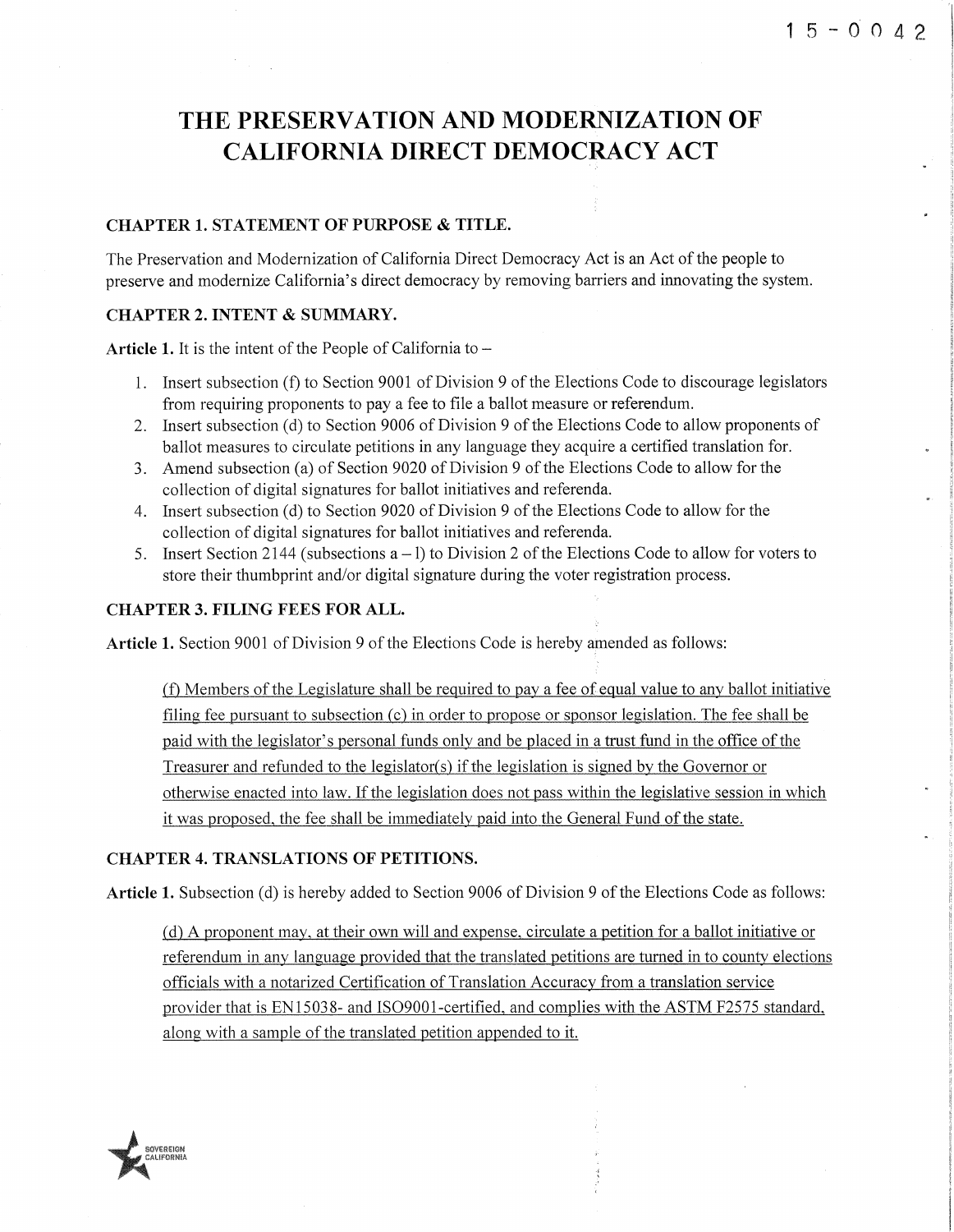15-0042

# THE PRESERVATION AND MODERNIZATION OF CALIFORNIA DIRECT DEMOCRACY ACT

### CHAPTER 1. STATEMENT OF PURPOSE & TITLE.

The Preservation and Modernization of California Direct Democracy Act is an Act of the people to preserve and modernize California's direct democracy by removing barriers and innovating the system.

### CHAPTER 2. INTENT & SUMMARY.

**Article 1.** It is the intent of the People of California to –

1. Insert subsection (f) to Section 9001 of Division 9 of the Elections Code to discourage legislators from requiring proponents to pay a fee to file a ballot measure or referendum.
2. Insert subsection (d) to Section 9006 of Division 9 of the Elections Code to allow proponents of ballot measures to circulate petitions in any language they acquire a certified translation for.
3. Amend subsection (a) of Section 9020 of Division 9 of the Elections Code to allow for the collection of digital signatures for ballot initiatives and referenda.
4. Insert subsection (d) to Section 9020 of Division 9 of the Elections Code to allow for the collection of digital signatures for ballot initiatives and referenda.
5. Insert Section 2144 (subsections a – l) to Division 2 of the Elections Code to allow for voters to store their thumbprint and/or digital signature during the voter registration process.

### CHAPTER 3. FILING FEES FOR ALL.

**Article 1.** Section 9001 of Division 9 of the Elections Code is hereby amended as follows:

> <u>(f) Members of the Legislature shall be required to pay a fee of equal value to any ballot initiative filing fee pursuant to subsection (c) in order to propose or sponsor legislation. The fee shall be paid with the legislator's personal funds only and be placed in a trust fund in the office of the Treasurer and refunded to the legislator(s) if the legislation is signed by the Governor or otherwise enacted into law. If the legislation does not pass within the legislative session in which it was proposed, the fee shall be immediately paid into the General Fund of the state.</u>

### CHAPTER 4. TRANSLATIONS OF PETITIONS.

**Article 1.** Subsection (d) is hereby added to Section 9006 of Division 9 of the Elections Code as follows:

> <u>(d) A proponent may, at their own will and expense, circulate a petition for a ballot initiative or referendum in any language provided that the translated petitions are turned in to county elections officials with a notarized Certification of Translation Accuracy from a translation service provider that is EN15038- and ISO9001-certified, and complies with the ASTM F2575 standard, along with a sample of the translated petition appended to it.</u>

SOVEREIGN CALIFORNIA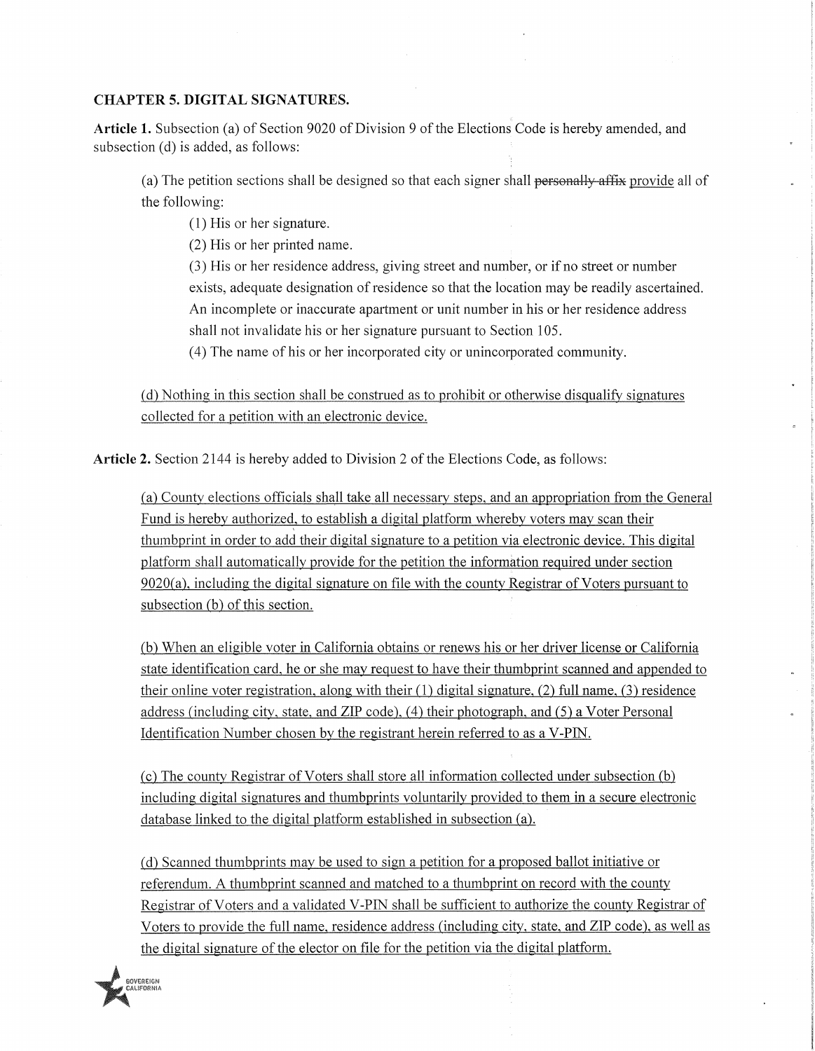**CHAPTER 5. DIGITAL SIGNATURES.**

**Article 1.** Subsection (a) of Section 9020 of Division 9 of the Elections Code is hereby amended, and subsection (d) is added, as follows:

> (a) The petition sections shall be designed so that each signer shall ~~personally affix~~ <u>provide</u> all of the following:
>
> (1) His or her signature.
>
> (2) His or her printed name.
>
> (3) His or her residence address, giving street and number, or if no street or number exists, adequate designation of residence so that the location may be readily ascertained. An incomplete or inaccurate apartment or unit number in his or her residence address shall not invalidate his or her signature pursuant to Section 105.
>
> (4) The name of his or her incorporated city or unincorporated community.
>
> <u>(d) Nothing in this section shall be construed as to prohibit or otherwise disqualify signatures collected for a petition with an electronic device.</u>

**Article 2.** Section 2144 is hereby added to Division 2 of the Elections Code, as follows:

> <u>(a) County elections officials shall take all necessary steps, and an appropriation from the General Fund is hereby authorized, to establish a digital platform whereby voters may scan their thumbprint in order to add their digital signature to a petition via electronic device. This digital platform shall automatically provide for the petition the information required under section 9020(a), including the digital signature on file with the county Registrar of Voters pursuant to subsection (b) of this section.</u>
>
> <u>(b) When an eligible voter in California obtains or renews his or her driver license or California state identification card, he or she may request to have their thumbprint scanned and appended to their online voter registration, along with their (1) digital signature, (2) full name, (3) residence address (including city, state, and ZIP code), (4) their photograph, and (5) a Voter Personal Identification Number chosen by the registrant herein referred to as a V-PIN.</u>
>
> <u>(c) The county Registrar of Voters shall store all information collected under subsection (b) including digital signatures and thumbprints voluntarily provided to them in a secure electronic database linked to the digital platform established in subsection (a).</u>
>
> <u>(d) Scanned thumbprints may be used to sign a petition for a proposed ballot initiative or referendum. A thumbprint scanned and matched to a thumbprint on record with the county Registrar of Voters and a validated V-PIN shall be sufficient to authorize the county Registrar of Voters to provide the full name, residence address (including city, state, and ZIP code), as well as the digital signature of the elector on file for the petition via the digital platform.</u>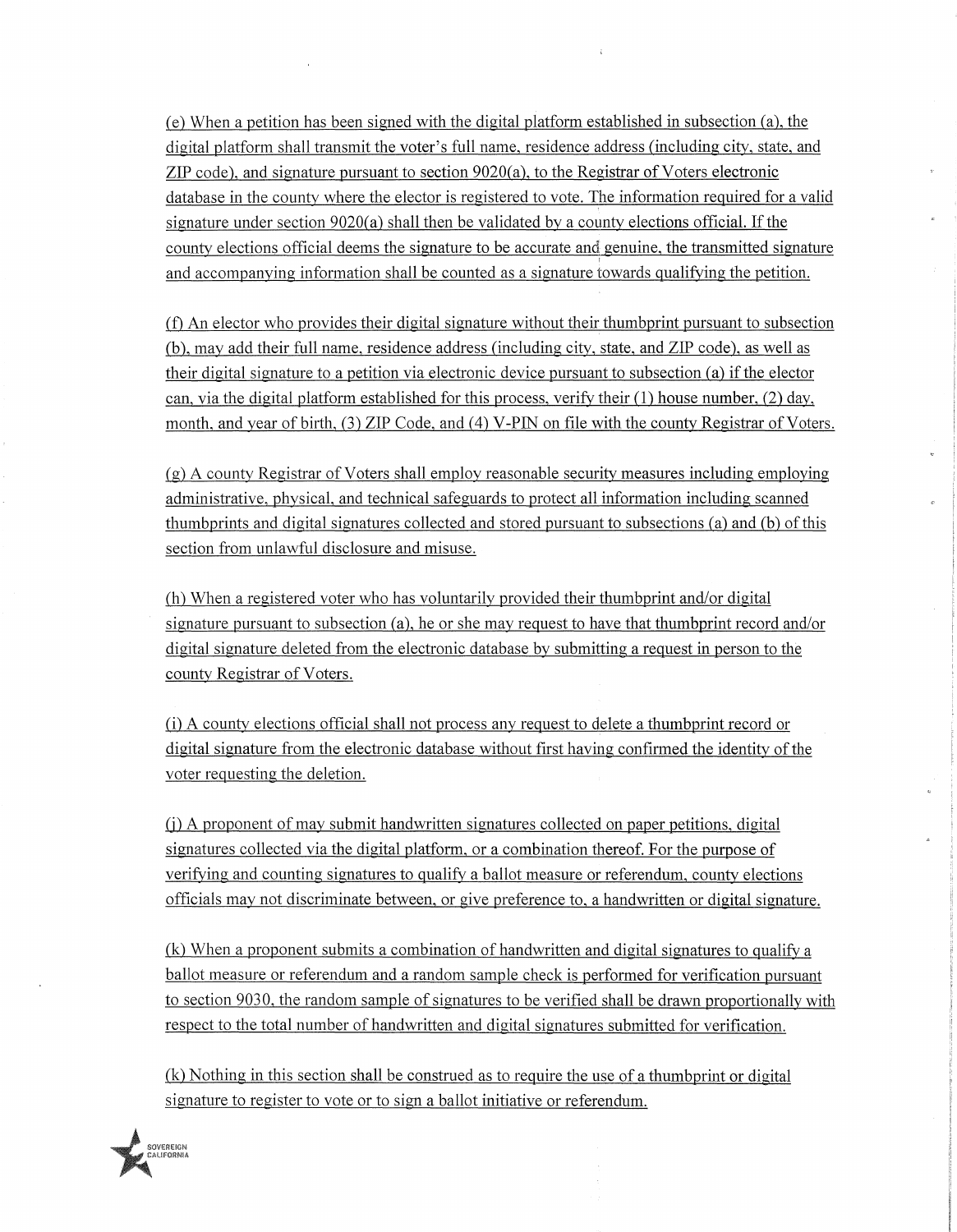(e) When a petition has been signed with the digital platform established in subsection (a), the digital platform shall transmit the voter's full name, residence address (including city, state, and ZIP code), and signature pursuant to section 9020(a), to the Registrar of Voters electronic database in the county where the elector is registered to vote. The information required for a valid signature under section 9020(a) shall then be validated by a county elections official. If the county elections official deems the signature to be accurate and genuine, the transmitted signature and accompanying information shall be counted as a signature towards qualifying the petition.

(f) An elector who provides their digital signature without their thumbprint pursuant to subsection (b), may add their full name, residence address (including city, state, and ZIP code), as well as their digital signature to a petition via electronic device pursuant to subsection (a) if the elector can, via the digital platform established for this process, verify their (1) house number, (2) day, month, and year of birth, (3) ZIP Code, and (4) V-PIN on file with the county Registrar of Voters.

(g) A county Registrar of Voters shall employ reasonable security measures including employing administrative, physical, and technical safeguards to protect all information including scanned thumbprints and digital signatures collected and stored pursuant to subsections (a) and (b) of this section from unlawful disclosure and misuse.

(h) When a registered voter who has voluntarily provided their thumbprint and/or digital signature pursuant to subsection (a), he or she may request to have that thumbprint record and/or digital signature deleted from the electronic database by submitting a request in person to the county Registrar of Voters.

(i) A county elections official shall not process any request to delete a thumbprint record or digital signature from the electronic database without first having confirmed the identity of the voter requesting the deletion.

(j) A proponent of may submit handwritten signatures collected on paper petitions, digital signatures collected via the digital platform, or a combination thereof. For the purpose of verifying and counting signatures to qualify a ballot measure or referendum, county elections officials may not discriminate between, or give preference to, a handwritten or digital signature.

(k) When a proponent submits a combination of handwritten and digital signatures to qualify a ballot measure or referendum and a random sample check is performed for verification pursuant to section 9030, the random sample of signatures to be verified shall be drawn proportionally with respect to the total number of handwritten and digital signatures submitted for verification.

(k) Nothing in this section shall be construed as to require the use of a thumbprint or digital signature to register to vote or to sign a ballot initiative or referendum.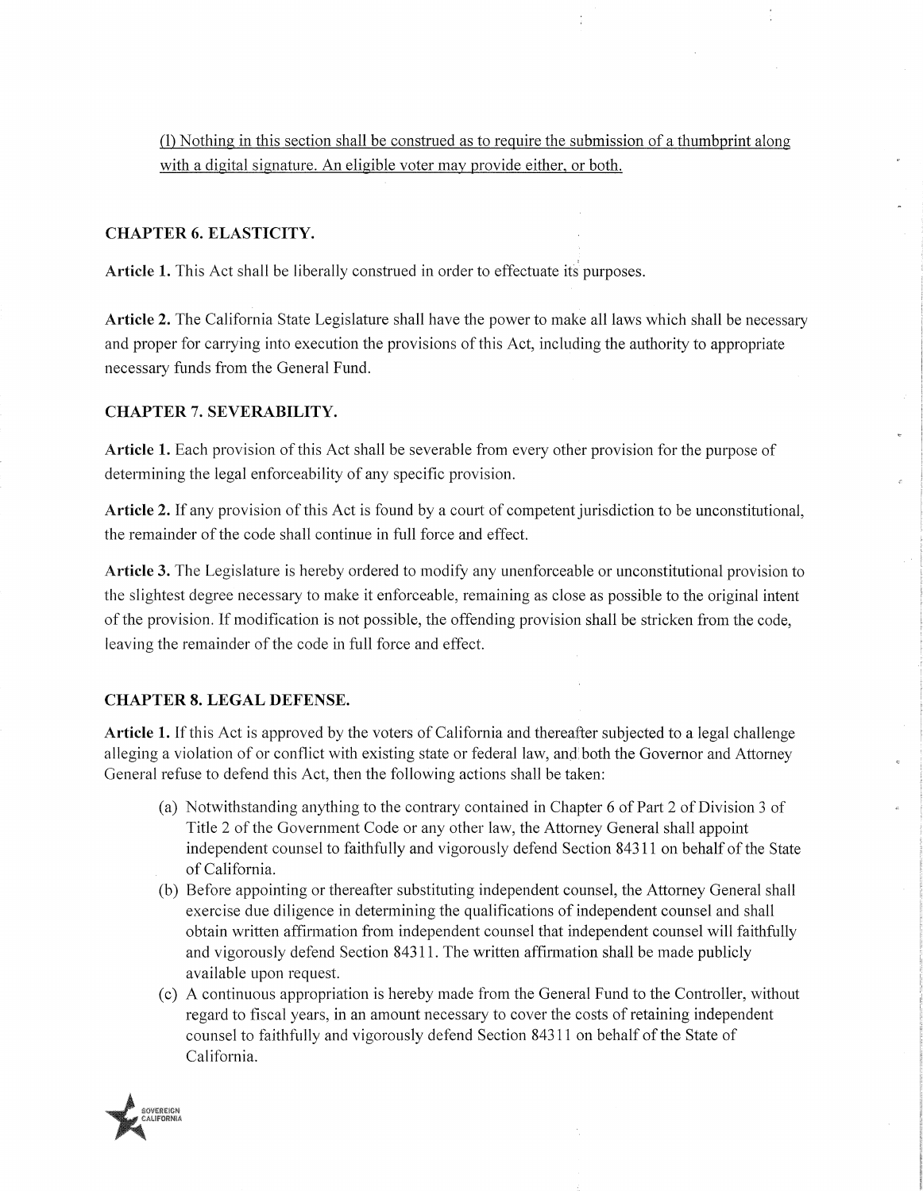(l) Nothing in this section shall be construed as to require the submission of a thumbprint along with a digital signature. An eligible voter may provide either, or both.

## CHAPTER 6. ELASTICITY.

**Article 1.** This Act shall be liberally construed in order to effectuate its purposes.

**Article 2.** The California State Legislature shall have the power to make all laws which shall be necessary and proper for carrying into execution the provisions of this Act, including the authority to appropriate necessary funds from the General Fund.

## CHAPTER 7. SEVERABILITY.

**Article 1.** Each provision of this Act shall be severable from every other provision for the purpose of determining the legal enforceability of any specific provision.

**Article 2.** If any provision of this Act is found by a court of competent jurisdiction to be unconstitutional, the remainder of the code shall continue in full force and effect.

**Article 3.** The Legislature is hereby ordered to modify any unenforceable or unconstitutional provision to the slightest degree necessary to make it enforceable, remaining as close as possible to the original intent of the provision. If modification is not possible, the offending provision shall be stricken from the code, leaving the remainder of the code in full force and effect.

## CHAPTER 8. LEGAL DEFENSE.

**Article 1.** If this Act is approved by the voters of California and thereafter subjected to a legal challenge alleging a violation of or conflict with existing state or federal law, and both the Governor and Attorney General refuse to defend this Act, then the following actions shall be taken:

(a) Notwithstanding anything to the contrary contained in Chapter 6 of Part 2 of Division 3 of Title 2 of the Government Code or any other law, the Attorney General shall appoint independent counsel to faithfully and vigorously defend Section 84311 on behalf of the State of California.

(b) Before appointing or thereafter substituting independent counsel, the Attorney General shall exercise due diligence in determining the qualifications of independent counsel and shall obtain written affirmation from independent counsel that independent counsel will faithfully and vigorously defend Section 84311. The written affirmation shall be made publicly available upon request.

(c) A continuous appropriation is hereby made from the General Fund to the Controller, without regard to fiscal years, in an amount necessary to cover the costs of retaining independent counsel to faithfully and vigorously defend Section 84311 on behalf of the State of California.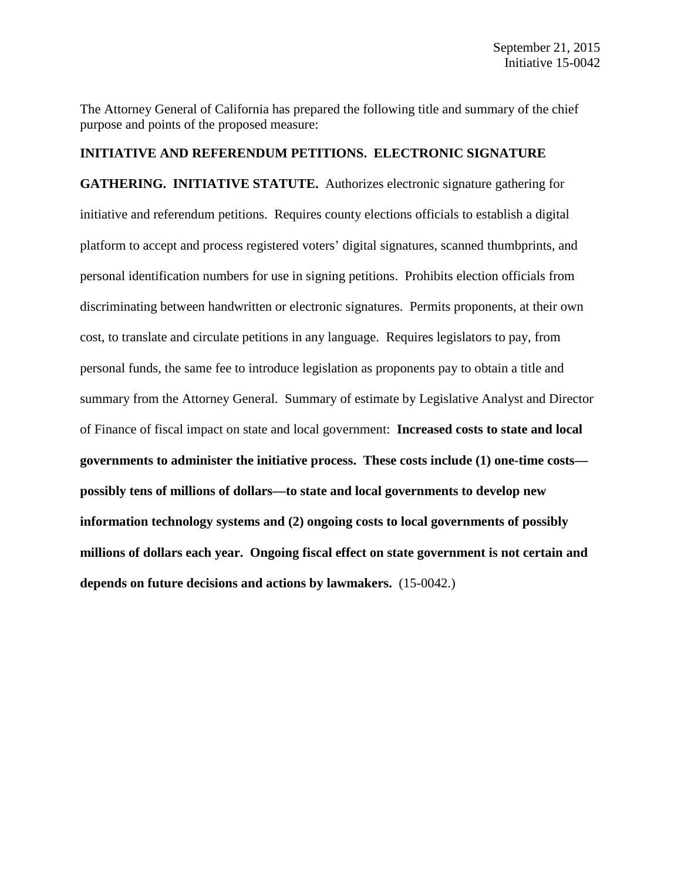September 21, 2015
Initiative 15-0042

The Attorney General of California has prepared the following title and summary of the chief purpose and points of the proposed measure:

**INITIATIVE AND REFERENDUM PETITIONS. ELECTRONIC SIGNATURE GATHERING. INITIATIVE STATUTE.** Authorizes electronic signature gathering for initiative and referendum petitions. Requires county elections officials to establish a digital platform to accept and process registered voters' digital signatures, scanned thumbprints, and personal identification numbers for use in signing petitions. Prohibits election officials from discriminating between handwritten or electronic signatures. Permits proponents, at their own cost, to translate and circulate petitions in any language. Requires legislators to pay, from personal funds, the same fee to introduce legislation as proponents pay to obtain a title and summary from the Attorney General. Summary of estimate by Legislative Analyst and Director of Finance of fiscal impact on state and local government: **Increased costs to state and local governments to administer the initiative process. These costs include (1) one-time costs—possibly tens of millions of dollars—to state and local governments to develop new information technology systems and (2) ongoing costs to local governments of possibly millions of dollars each year. Ongoing fiscal effect on state government is not certain and depends on future decisions and actions by lawmakers.** (15-0042.)